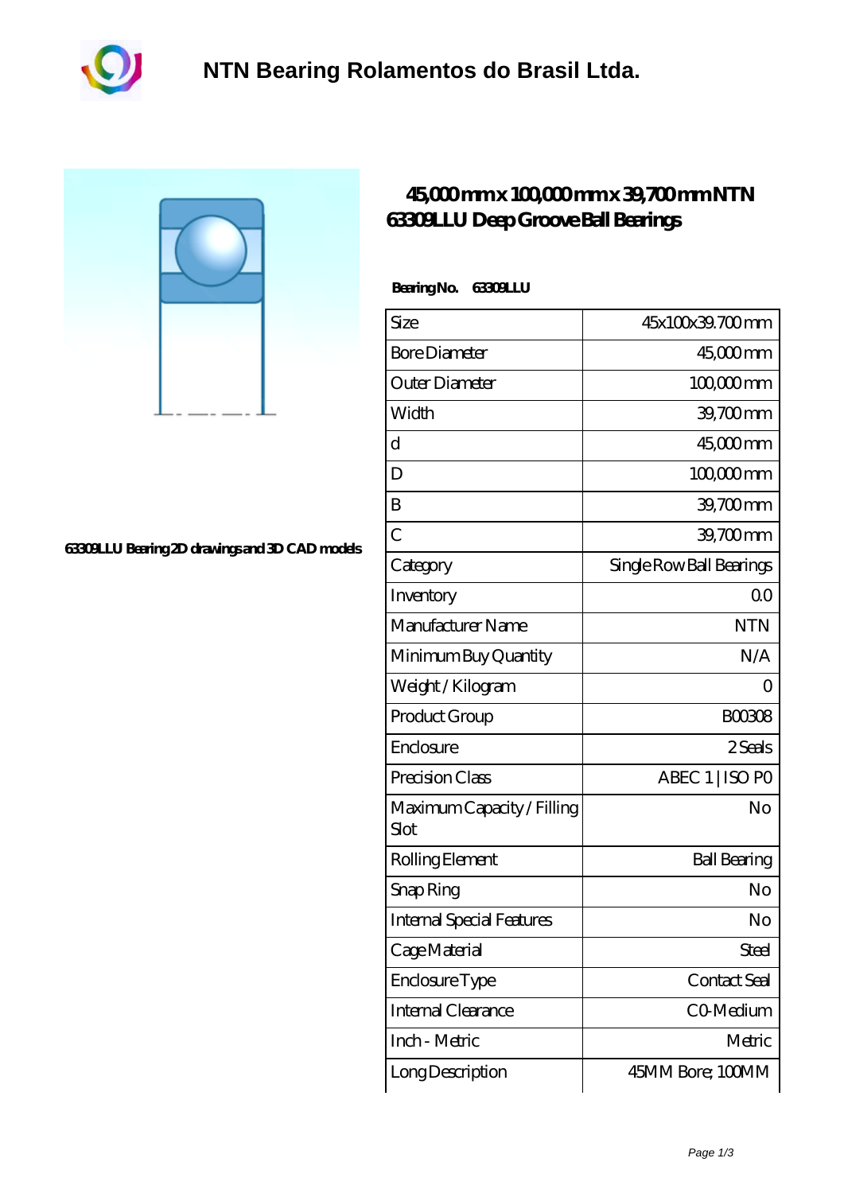# NTN Bearing Rolamentos do Brasil Ltda.

63309LLU Bearing 2D drawings and 3D CAD models

## 45,000 mm x 100,000 mm x 39,700 mm NTN 63309LLU Deep Groove Ball Bearings

**Bearing No.** 63309LLU

| Size | 45x100x39.700 mm |
|---|---|
| Bore Diameter | 45,000 mm |
| Outer Diameter | 100,000 mm |
| Width | 39,700 mm |
| d | 45,000 mm |
| D | 100,000 mm |
| B | 39,700 mm |
| C | 39,700 mm |
| Category | Single Row Ball Bearings |
| Inventory | 0.0 |
| Manufacturer Name | NTN |
| Minimum Buy Quantity | N/A |
| Weight / Kilogram | 0 |
| Product Group | B00308 |
| Enclosure | 2 Seals |
| Precision Class | ABEC 1 \| ISO P0 |
| Maximum Capacity / Filling Slot | No |
| Rolling Element | Ball Bearing |
| Snap Ring | No |
| Internal Special Features | No |
| Cage Material | Steel |
| Enclosure Type | Contact Seal |
| Internal Clearance | C0-Medium |
| Inch - Metric | Metric |
| Long Description | 45MM Bore; 100MM |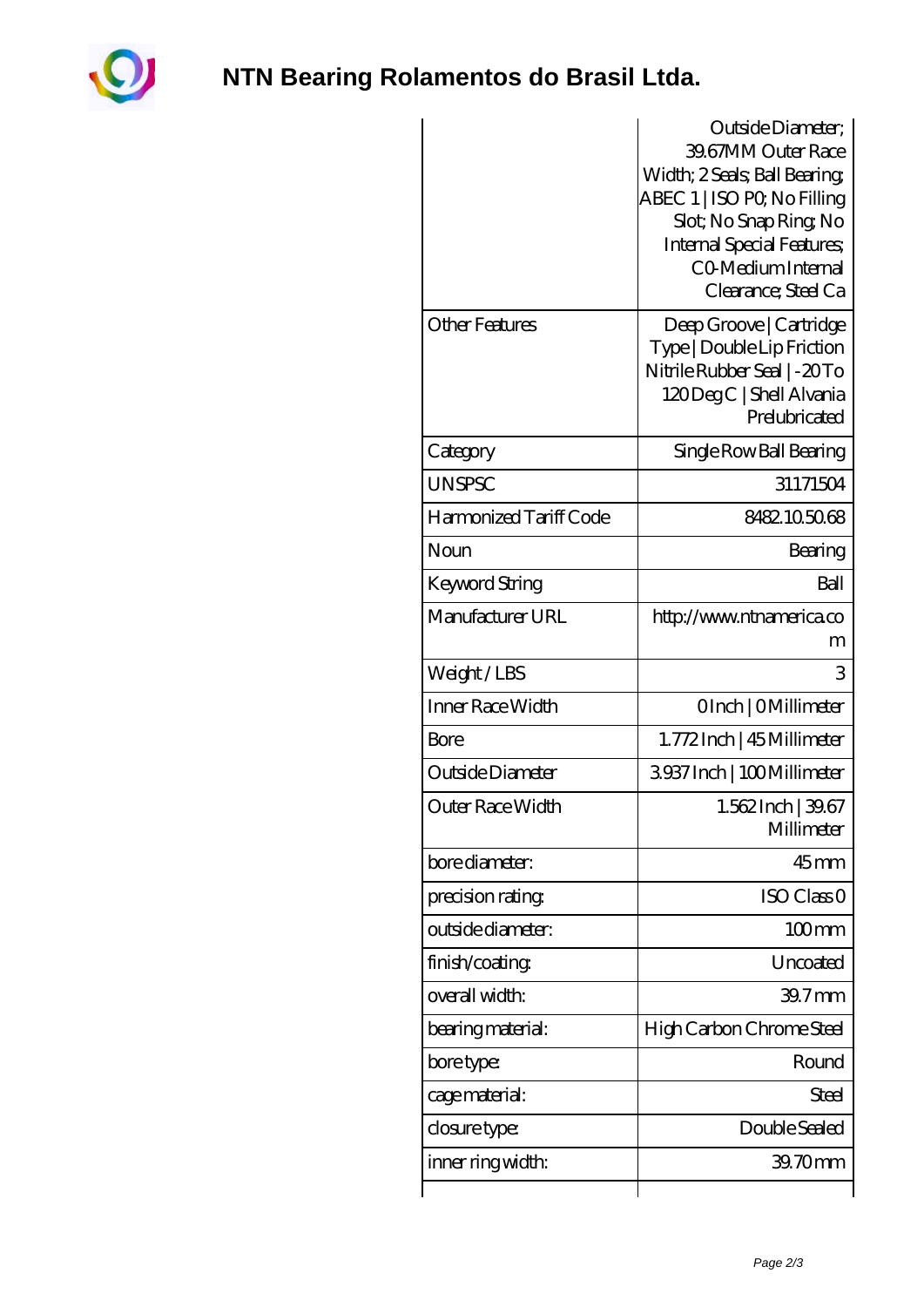# NTN Bearing Rolamentos do Brasil Ltda.

| | |
|---|---|
| | Outside Diameter; 39.67MM Outer Race Width; 2 Seals; Ball Bearing; ABEC 1 \| ISO P0; No Filling Slot; No Snap Ring; No Internal Special Features; C0-Medium Internal Clearance; Steel Ca |
| Other Features | Deep Groove \| Cartridge Type \| Double Lip Friction Nitrile Rubber Seal \| -20 To 120 Deg C \| Shell Alvania Prelubricated |
| Category | Single Row Ball Bearing |
| UNSPSC | 31171504 |
| Harmonized Tariff Code | 8482.10.50.68 |
| Noun | Bearing |
| Keyword String | Ball |
| Manufacturer URL | http://www.ntnamerica.com |
| Weight / LBS | 3 |
| Inner Race Width | 0 Inch \| 0 Millimeter |
| Bore | 1.772 Inch \| 45 Millimeter |
| Outside Diameter | 3.937 Inch \| 100 Millimeter |
| Outer Race Width | 1.562 Inch \| 39.67 Millimeter |
| bore diameter: | 45 mm |
| precision rating: | ISO Class 0 |
| outside diameter: | 100 mm |
| finish/coating: | Uncoated |
| overall width: | 39.7 mm |
| bearing material: | High Carbon Chrome Steel |
| bore type: | Round |
| cage material: | Steel |
| closure type: | Double Sealed |
| inner ring width: | 39.70 mm |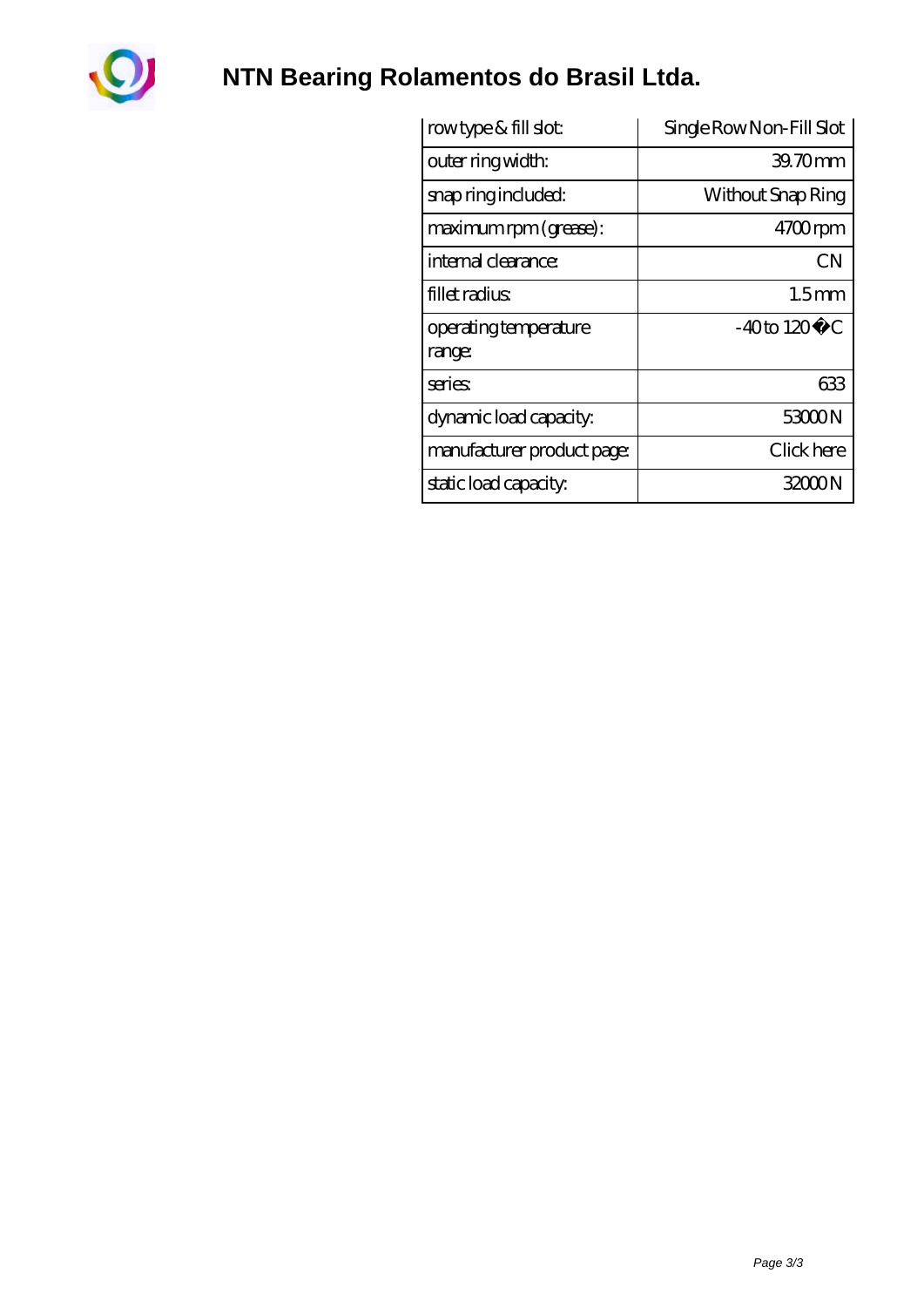# NTN Bearing Rolamentos do Brasil Ltda.

| | |
|---|---|
| row type & fill slot: | Single Row Non-Fill Slot |
| outer ring width: | 39.70 mm |
| snap ring included: | Without Snap Ring |
| maximum rpm (grease): | 4700 rpm |
| internal clearance: | CN |
| fillet radius: | 1.5 mm |
| operating temperature range: | -40 to 120�C |
| series: | 633 |
| dynamic load capacity: | 53000 N |
| manufacturer product page: | Click here |
| static load capacity: | 32000 N |